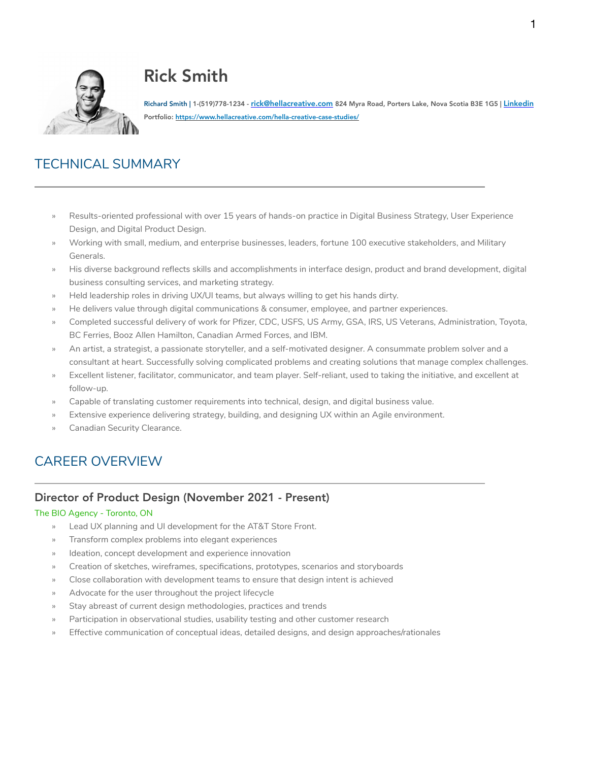# Rick Smith

**Richard Smith | 1-(519)778-1234 - [rick@hellacreative.com](mailto:rick@hellacreative.com) 824 Myra Road, Porters Lake, Nova Scotia B3E 1G5 | [Linkedin]()**

**Portfolio:** [https://www.hellacreative.com/hella-creative-case-studies/](https://www.hellacreative.com/hella-creative-case-studies/)

## TECHNICAL SUMMARY

- Results-oriented professional with over 15 years of hands-on practice in Digital Business Strategy, User Experience Design, and Digital Product Design.
- Working with small, medium, and enterprise businesses, leaders, fortune 100 executive stakeholders, and Military Generals.
- His diverse background reflects skills and accomplishments in interface design, product and brand development, digital business consulting services, and marketing strategy.
- Held leadership roles in driving UX/UI teams, but always willing to get his hands dirty.
- He delivers value through digital communications & consumer, employee, and partner experiences.
- Completed successful delivery of work for Pfizer, CDC, USFS, US Army, GSA, IRS, US Veterans, Administration, Toyota, BC Ferries, Booz Allen Hamilton, Canadian Armed Forces, and IBM.
- An artist, a strategist, a passionate storyteller, and a self-motivated designer. A consummate problem solver and a consultant at heart. Successfully solving complicated problems and creating solutions that manage complex challenges.
- Excellent listener, facilitator, communicator, and team player. Self-reliant, used to taking the initiative, and excellent at follow-up.
- Capable of translating customer requirements into technical, design, and digital business value.
- Extensive experience delivering strategy, building, and designing UX within an Agile environment.
- Canadian Security Clearance.

## CAREER OVERVIEW

### Director of Product Design (November 2021 - Present)

The BIO Agency - Toronto, ON

- Lead UX planning and UI development for the AT&T Store Front.
- Transform complex problems into elegant experiences
- Ideation, concept development and experience innovation
- Creation of sketches, wireframes, specifications, prototypes, scenarios and storyboards
- Close collaboration with development teams to ensure that design intent is achieved
- Advocate for the user throughout the project lifecycle
- Stay abreast of current design methodologies, practices and trends
- Participation in observational studies, usability testing and other customer research
- Effective communication of conceptual ideas, detailed designs, and design approaches/rationales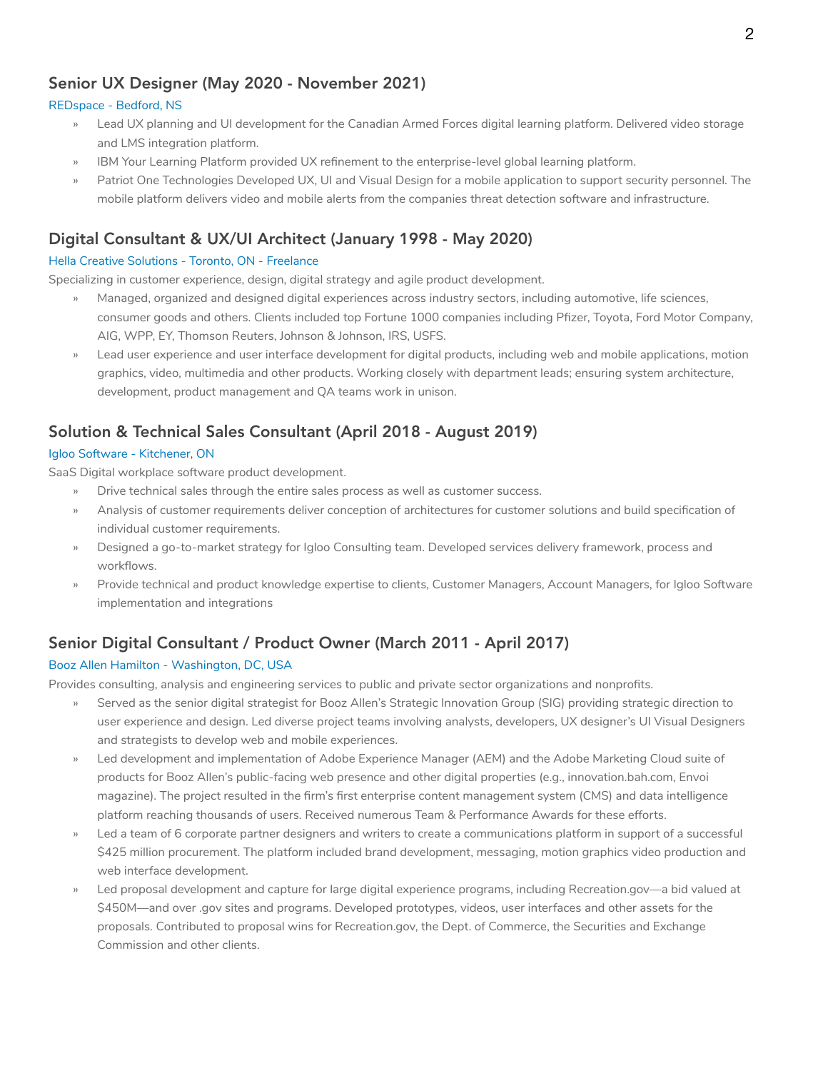## Senior UX Designer (May 2020 - November 2021)

REDspace - Bedford, NS

- Lead UX planning and UI development for the Canadian Armed Forces digital learning platform. Delivered video storage and LMS integration platform.
- IBM Your Learning Platform provided UX refinement to the enterprise-level global learning platform.
- Patriot One Technologies Developed UX, UI and Visual Design for a mobile application to support security personnel. The mobile platform delivers video and mobile alerts from the companies threat detection software and infrastructure.

## Digital Consultant & UX/UI Architect (January 1998 - May 2020)

Hella Creative Solutions - Toronto, ON - Freelance

Specializing in customer experience, design, digital strategy and agile product development.

- Managed, organized and designed digital experiences across industry sectors, including automotive, life sciences, consumer goods and others. Clients included top Fortune 1000 companies including Pfizer, Toyota, Ford Motor Company, AIG, WPP, EY, Thomson Reuters, Johnson & Johnson, IRS, USFS.
- Lead user experience and user interface development for digital products, including web and mobile applications, motion graphics, video, multimedia and other products. Working closely with department leads; ensuring system architecture, development, product management and QA teams work in unison.

## Solution & Technical Sales Consultant (April 2018 - August 2019)

Igloo Software - Kitchener, ON

SaaS Digital workplace software product development.

- Drive technical sales through the entire sales process as well as customer success.
- Analysis of customer requirements deliver conception of architectures for customer solutions and build specification of individual customer requirements.
- Designed a go-to-market strategy for Igloo Consulting team. Developed services delivery framework, process and workflows.
- Provide technical and product knowledge expertise to clients, Customer Managers, Account Managers, for Igloo Software implementation and integrations

## Senior Digital Consultant / Product Owner (March 2011 - April 2017)

Booz Allen Hamilton - Washington, DC, USA

Provides consulting, analysis and engineering services to public and private sector organizations and nonprofits.

- Served as the senior digital strategist for Booz Allen's Strategic Innovation Group (SIG) providing strategic direction to user experience and design. Led diverse project teams involving analysts, developers, UX designer's UI Visual Designers and strategists to develop web and mobile experiences.
- Led development and implementation of Adobe Experience Manager (AEM) and the Adobe Marketing Cloud suite of products for Booz Allen's public-facing web presence and other digital properties (e.g., innovation.bah.com, Envoi magazine). The project resulted in the firm's first enterprise content management system (CMS) and data intelligence platform reaching thousands of users. Received numerous Team & Performance Awards for these efforts.
- Led a team of 6 corporate partner designers and writers to create a communications platform in support of a successful $425 million procurement. The platform included brand development, messaging, motion graphics video production and web interface development.
- Led proposal development and capture for large digital experience programs, including Recreation.gov—a bid valued at $450M—and over .gov sites and programs. Developed prototypes, videos, user interfaces and other assets for the proposals. Contributed to proposal wins for Recreation.gov, the Dept. of Commerce, the Securities and Exchange Commission and other clients.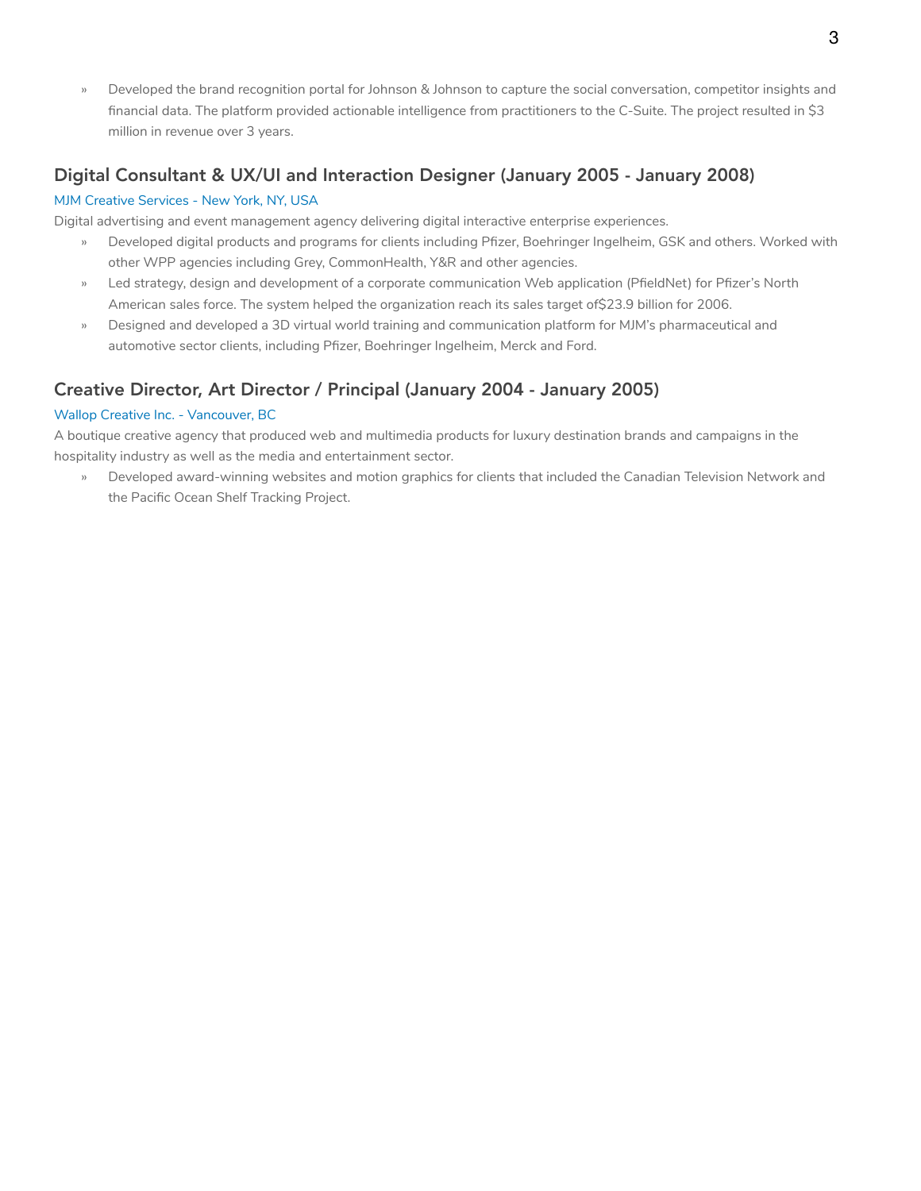- Developed the brand recognition portal for Johnson & Johnson to capture the social conversation, competitor insights and financial data. The platform provided actionable intelligence from practitioners to the C-Suite. The project resulted in $3 million in revenue over 3 years.

## Digital Consultant & UX/UI and Interaction Designer (January 2005 - January 2008)

MJM Creative Services - New York, NY, USA

Digital advertising and event management agency delivering digital interactive enterprise experiences.

- Developed digital products and programs for clients including Pfizer, Boehringer Ingelheim, GSK and others. Worked with other WPP agencies including Grey, CommonHealth, Y&R and other agencies.
- Led strategy, design and development of a corporate communication Web application (PfieldNet) for Pfizer's North American sales force. The system helped the organization reach its sales target of$23.9 billion for 2006.
- Designed and developed a 3D virtual world training and communication platform for MJM's pharmaceutical and automotive sector clients, including Pfizer, Boehringer Ingelheim, Merck and Ford.

## Creative Director, Art Director / Principal (January 2004 - January 2005)

Wallop Creative Inc. - Vancouver, BC

A boutique creative agency that produced web and multimedia products for luxury destination brands and campaigns in the hospitality industry as well as the media and entertainment sector.

- Developed award-winning websites and motion graphics for clients that included the Canadian Television Network and the Pacific Ocean Shelf Tracking Project.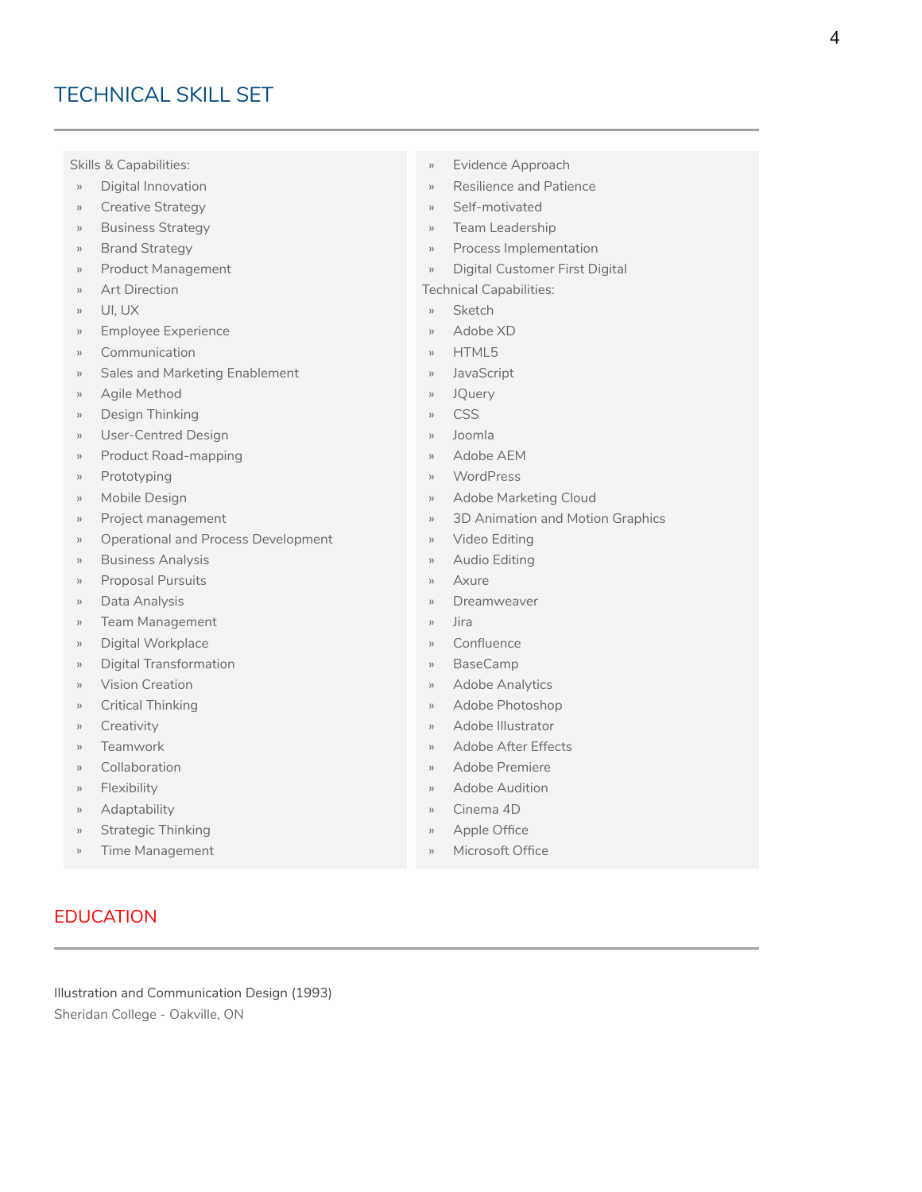## TECHNICAL SKILL SET

Skills & Capabilities:

- Digital Innovation
- Creative Strategy
- Business Strategy
- Brand Strategy
- Product Management
- Art Direction
- UI, UX
- Employee Experience
- Communication
- Sales and Marketing Enablement
- Agile Method
- Design Thinking
- User-Centred Design
- Product Road-mapping
- Prototyping
- Mobile Design
- Project management
- Operational and Process Development
- Business Analysis
- Proposal Pursuits
- Data Analysis
- Team Management
- Digital Workplace
- Digital Transformation
- Vision Creation
- Critical Thinking
- Creativity
- Teamwork
- Collaboration
- Flexibility
- Adaptability
- Strategic Thinking
- Time Management
- Evidence Approach
- Resilience and Patience
- Self-motivated
- Team Leadership
- Process Implementation
- Digital Customer First Digital

Technical Capabilities:

- Sketch
- Adobe XD
- HTML5
- JavaScript
- JQuery
- CSS
- Joomla
- Adobe AEM
- WordPress
- Adobe Marketing Cloud
- 3D Animation and Motion Graphics
- Video Editing
- Audio Editing
- Axure
- Dreamweaver
- Jira
- Confluence
- BaseCamp
- Adobe Analytics
- Adobe Photoshop
- Adobe Illustrator
- Adobe After Effects
- Adobe Premiere
- Adobe Audition
- Cinema 4D
- Apple Office
- Microsoft Office

## EDUCATION

Illustration and Communication Design (1993)
Sheridan College - Oakville, ON